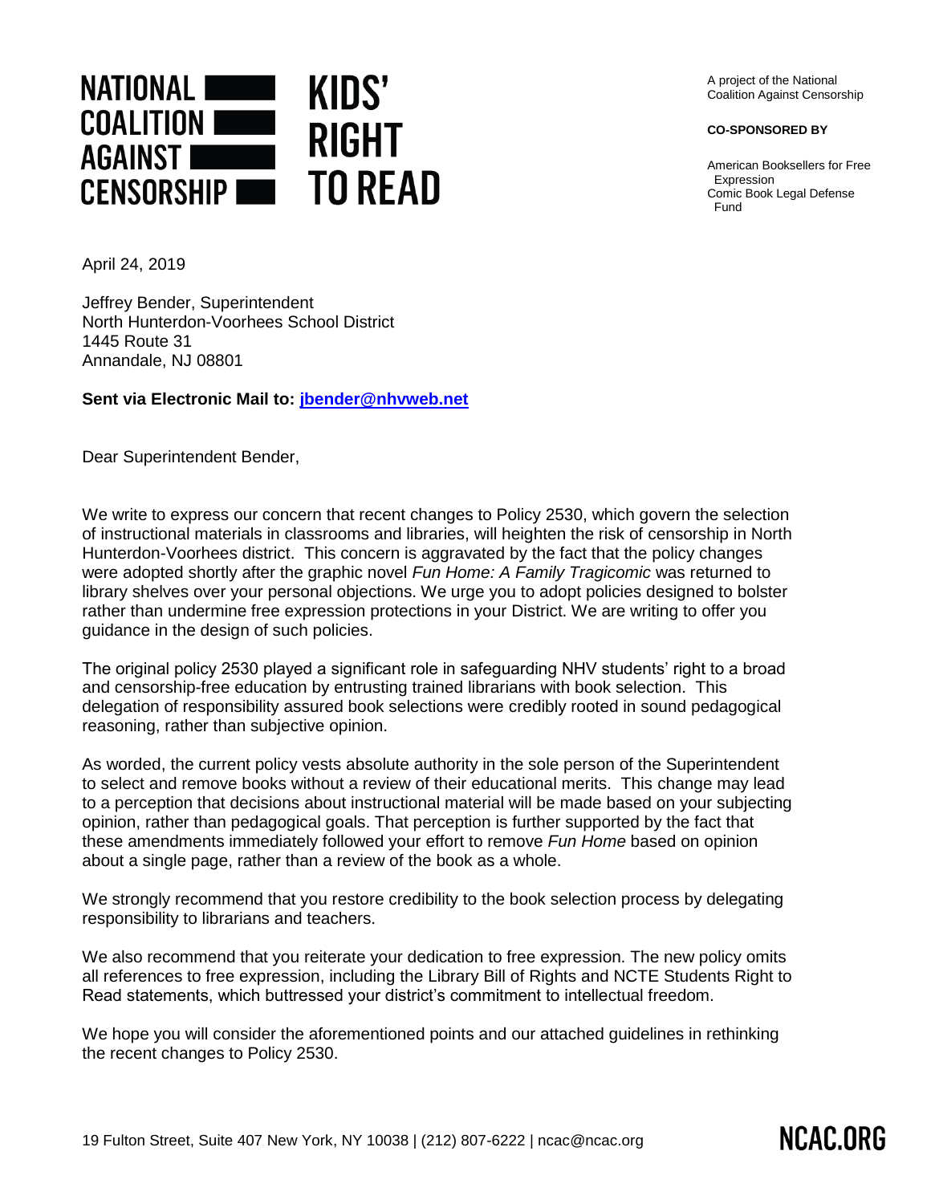NATIONAL COALITION AGAINST CENSORSHIP

# KIDS' RIGHT TO READ

A project of the National Coalition Against Censorship

**CO-SPONSORED BY**

American Booksellers for Free Expression
Comic Book Legal Defense Fund

April 24, 2019

Jeffrey Bender, Superintendent
North Hunterdon-Voorhees School District
1445 Route 31
Annandale, NJ 08801

**Sent via Electronic Mail to: jbender@nhvweb.net**

Dear Superintendent Bender,

We write to express our concern that recent changes to Policy 2530, which govern the selection of instructional materials in classrooms and libraries, will heighten the risk of censorship in North Hunterdon-Voorhees district. This concern is aggravated by the fact that the policy changes were adopted shortly after the graphic novel *Fun Home: A Family Tragicomic* was returned to library shelves over your personal objections. We urge you to adopt policies designed to bolster rather than undermine free expression protections in your District. We are writing to offer you guidance in the design of such policies.

The original policy 2530 played a significant role in safeguarding NHV students' right to a broad and censorship-free education by entrusting trained librarians with book selection. This delegation of responsibility assured book selections were credibly rooted in sound pedagogical reasoning, rather than subjective opinion.

As worded, the current policy vests absolute authority in the sole person of the Superintendent to select and remove books without a review of their educational merits. This change may lead to a perception that decisions about instructional material will be made based on your subjecting opinion, rather than pedagogical goals. That perception is further supported by the fact that these amendments immediately followed your effort to remove *Fun Home* based on opinion about a single page, rather than a review of the book as a whole.

We strongly recommend that you restore credibility to the book selection process by delegating responsibility to librarians and teachers.

We also recommend that you reiterate your dedication to free expression. The new policy omits all references to free expression, including the Library Bill of Rights and NCTE Students Right to Read statements, which buttressed your district's commitment to intellectual freedom.

We hope you will consider the aforementioned points and our attached guidelines in rethinking the recent changes to Policy 2530.

19 Fulton Street, Suite 407 New York, NY 10038 | (212) 807-6222 | ncac@ncac.org

NCAC.ORG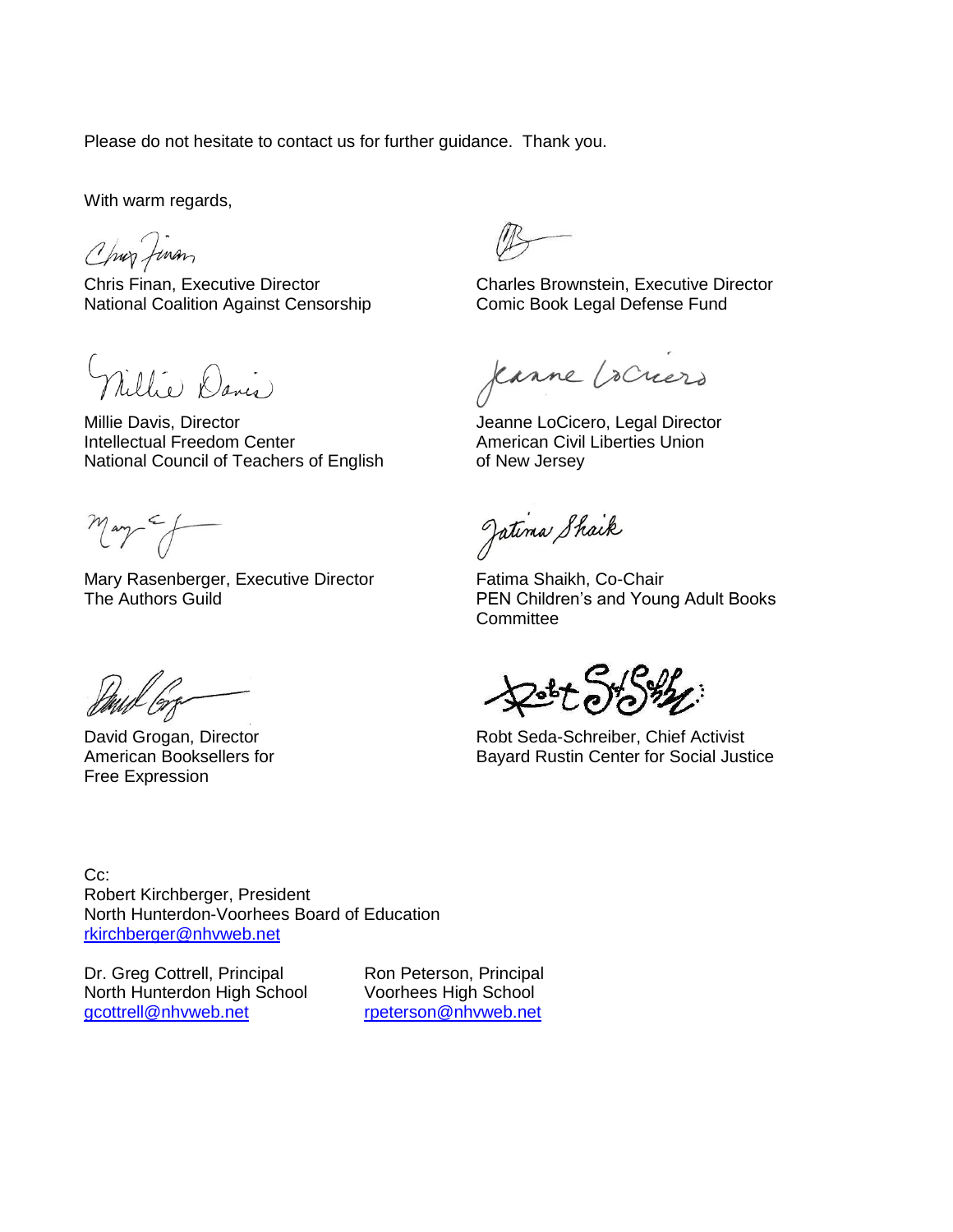Please do not hesitate to contact us for further guidance. Thank you.

With warm regards,

Chris Finan, Executive Director
National Coalition Against Censorship

Charles Brownstein, Executive Director
Comic Book Legal Defense Fund

Millie Davis, Director
Intellectual Freedom Center
National Council of Teachers of English

Jeanne LoCicero, Legal Director
American Civil Liberties Union
of New Jersey

Mary Rasenberger, Executive Director
The Authors Guild

Fatima Shaikh, Co-Chair
PEN Children's and Young Adult Books
Committee

David Grogan, Director
American Booksellers for
Free Expression

Robt Seda-Schreiber, Chief Activist
Bayard Rustin Center for Social Justice

Cc:
Robert Kirchberger, President
North Hunterdon-Voorhees Board of Education
rkirchberger@nhvweb.net

Dr. Greg Cottrell, Principal
North Hunterdon High School
gcottrell@nhvweb.net

Ron Peterson, Principal
Voorhees High School
rpeterson@nhvweb.net